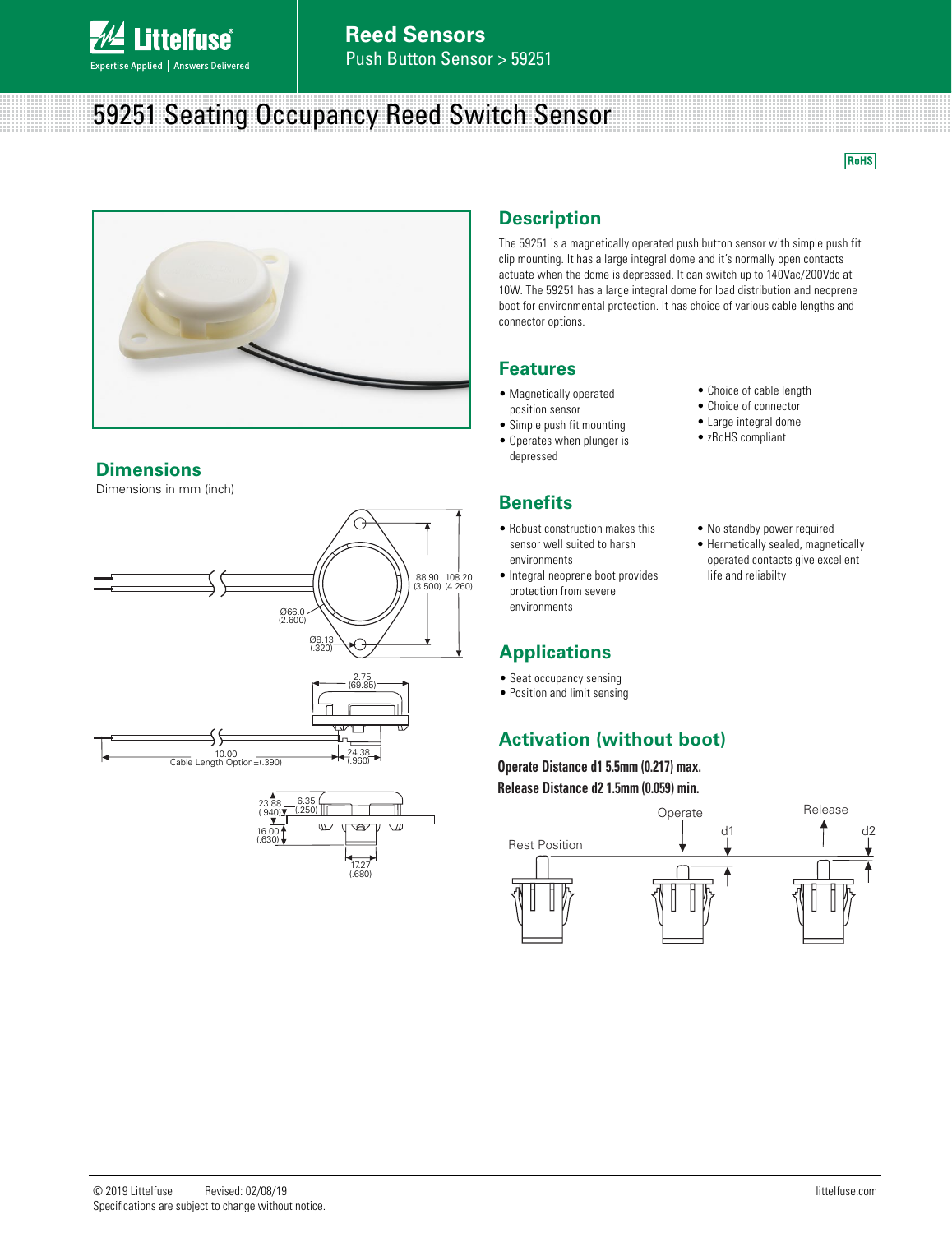# Reed Sensors
Push Button Sensor > 59251

# 59251 Seating Occupancy Reed Switch Sensor

RoHS

## Dimensions

Dimensions in mm (inch)

88.90 (3.500) 108.20 (4.260)

Ø66.0 (2.600)

Ø8.13 (.320)

2.75 (69.85)

10.00 Cable Length Option±(.390)

24.38 (.960)

23.88 (.940)

6.35 (.250)

16.00 (.630)

17.27 (.680)

## Description

The 59251 is a magnetically operated push button sensor with simple push fit clip mounting. It has a large integral dome and it's normally open contacts actuate when the dome is depressed. It can switch up to 140Vac/200Vdc at 10W. The 59251 has a large integral dome for load distribution and neoprene boot for environmental protection. It has choice of various cable lengths and connector options.

## Features

- Magnetically operated position sensor
- Simple push fit mounting
- Operates when plunger is depressed
- Choice of cable length
- Choice of connector
- Large integral dome
- zRoHS compliant

## Benefits

- Robust construction makes this sensor well suited to harsh environments
- Integral neoprene boot provides protection from severe environments
- No standby power required
- Hermetically sealed, magnetically operated contacts give excellent life and reliabilty

## Applications

- Seat occupancy sensing
- Position and limit sensing

## Activation (without boot)

**Operate Distance d1 5.5mm (0.217) max.**

**Release Distance d2 1.5mm (0.059) min.**

Rest Position | Operate | d1 | Release | d2

© 2019 Littelfuse  Revised: 02/08/19
Specifications are subject to change without notice.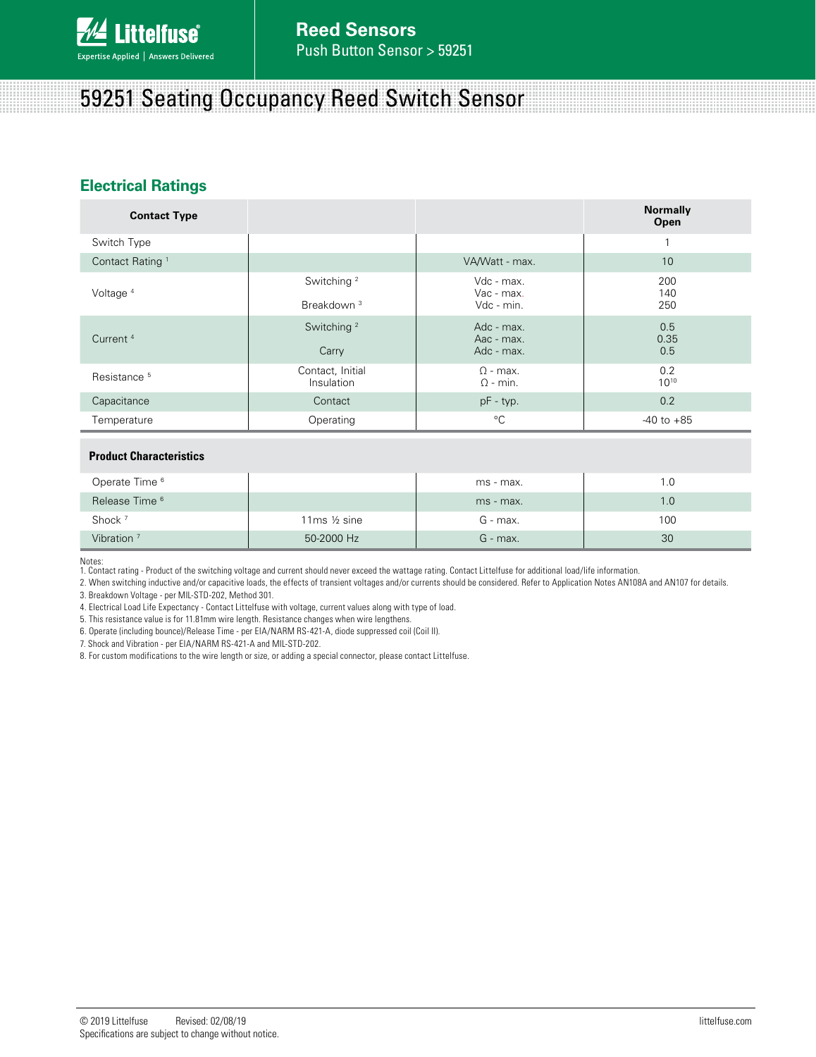# 59251 Seating Occupancy Reed Switch Sensor

## Electrical Ratings

| Contact Type | | | Normally Open |
|---|---|---|---|
| Switch Type | | | 1 |
| Contact Rating [1] | | VA/Watt - max. | 10 |
| Voltage [4] | Switching [2] | Vdc - max.<br>Vac - max. | 200<br>140 |
| | Breakdown [3] | Vdc - min. | 250 |
| Current [4] | Switching [2] | Adc - max.<br>Aac - max. | 0.5<br>0.35 |
| | Carry | Adc - max. | 0.5 |
| Resistance [5] | Contact, Initial<br>Insulation | Ω - max.<br>Ω - min. | 0.2<br>$10^{10}$ |
| Capacitance | Contact | pF - typ. | 0.2 |
| Temperature | Operating | °C | -40 to +85 |
| **Product Characteristics** | | | |
| Operate Time [6] | | ms - max. | 1.0 |
| Release Time [6] | | ms - max. | 1.0 |
| Shock [7] | 11ms ½ sine | G - max. | 100 |
| Vibration [7] | 50-2000 Hz | G - max. | 30 |

Notes:
1. Contact rating - Product of the switching voltage and current should never exceed the wattage rating. Contact Littelfuse for additional load/life information.
2. When switching inductive and/or capacitive loads, the effects of transient voltages and/or currents should be considered. Refer to Application Notes AN108A and AN107 for details.
3. Breakdown Voltage - per MIL-STD-202, Method 301.
4. Electrical Load Life Expectancy - Contact Littelfuse with voltage, current values along with type of load.
5. This resistance value is for 11.81mm wire length. Resistance changes when wire lengthens.
6. Operate (including bounce)/Release Time - per EIA/NARM RS-421-A, diode suppressed coil (Coil II).
7. Shock and Vibration - per EIA/NARM RS-421-A and MIL-STD-202.
8. For custom modifications to the wire length or size, or adding a special connector, please contact Littelfuse.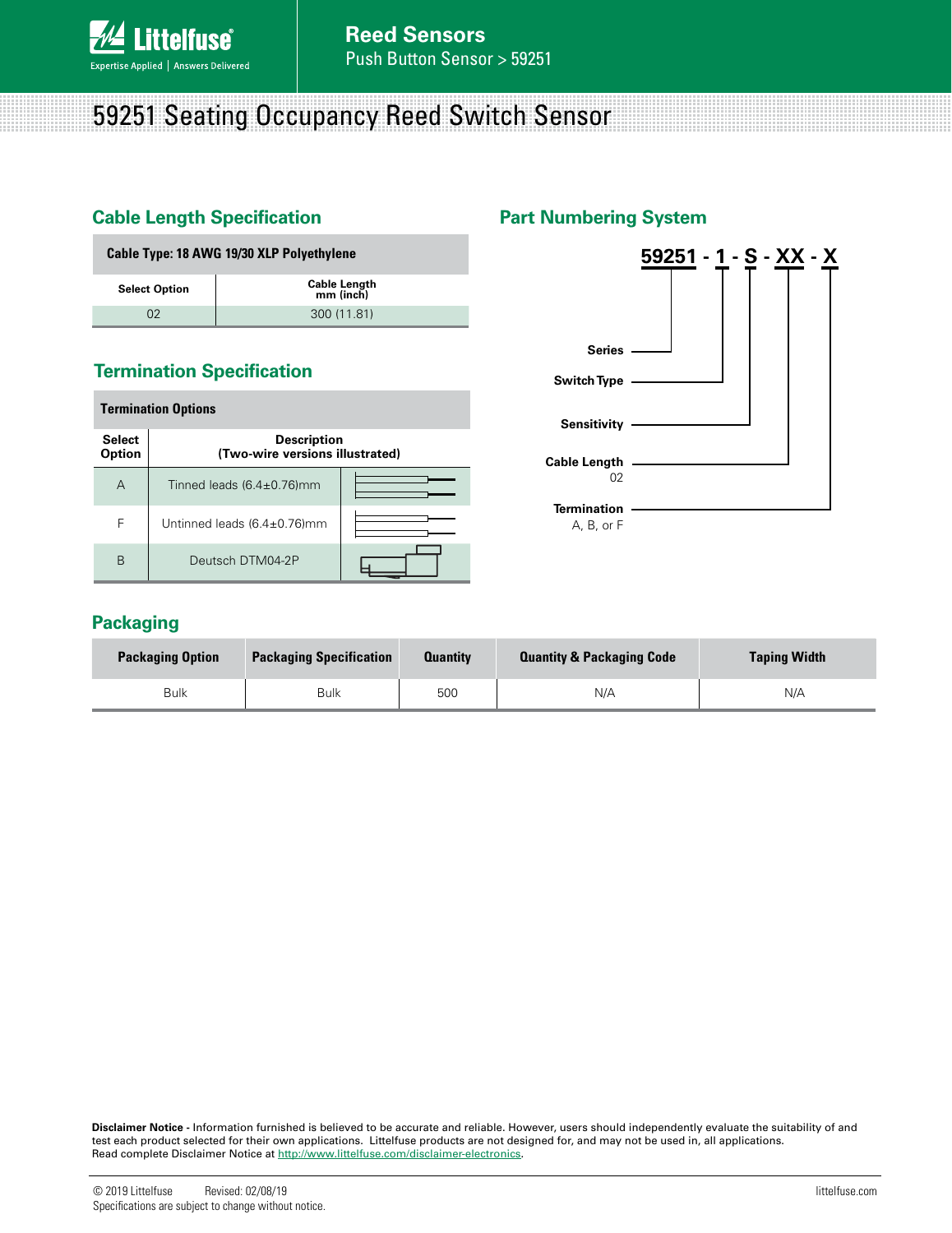# 59251 Seating Occupancy Reed Switch Sensor

## Cable Length Specification

| Cable Type: 18 AWG 19/30 XLP Polyethylene | |
|---|---|
| **Select Option** | **Cable Length mm (inch)** |
| 02 | 300 (11.81) |

## Termination Specification

| Termination Options | | |
|---|---|---|
| **Select Option** | **Description (Two-wire versions illustrated)** | |
| A | Tinned leads (6.4±0.76)mm | |
| F | Untinned leads (6.4±0.76)mm | |
| B | Deutsch DTM04-2P | |

## Part Numbering System

**59251 - 1 - S - XX - X**

- **Series**
- **Switch Type**
- **Sensitivity**
- **Cable Length** 02
- **Termination** A, B, or F

## Packaging

| Packaging Option | Packaging Specification | Quantity | Quantity & Packaging Code | Taping Width |
|---|---|---|---|---|
| Bulk | Bulk | 500 | N/A | N/A |

**Disclaimer Notice -** Information furnished is believed to be accurate and reliable. However, users should independently evaluate the suitability of and test each product selected for their own applications. Littelfuse products are not designed for, and may not be used in, all applications. Read complete Disclaimer Notice at http://www.littelfuse.com/disclaimer-electronics.

© 2019 Littelfuse Revised: 02/08/19
Specifications are subject to change without notice.